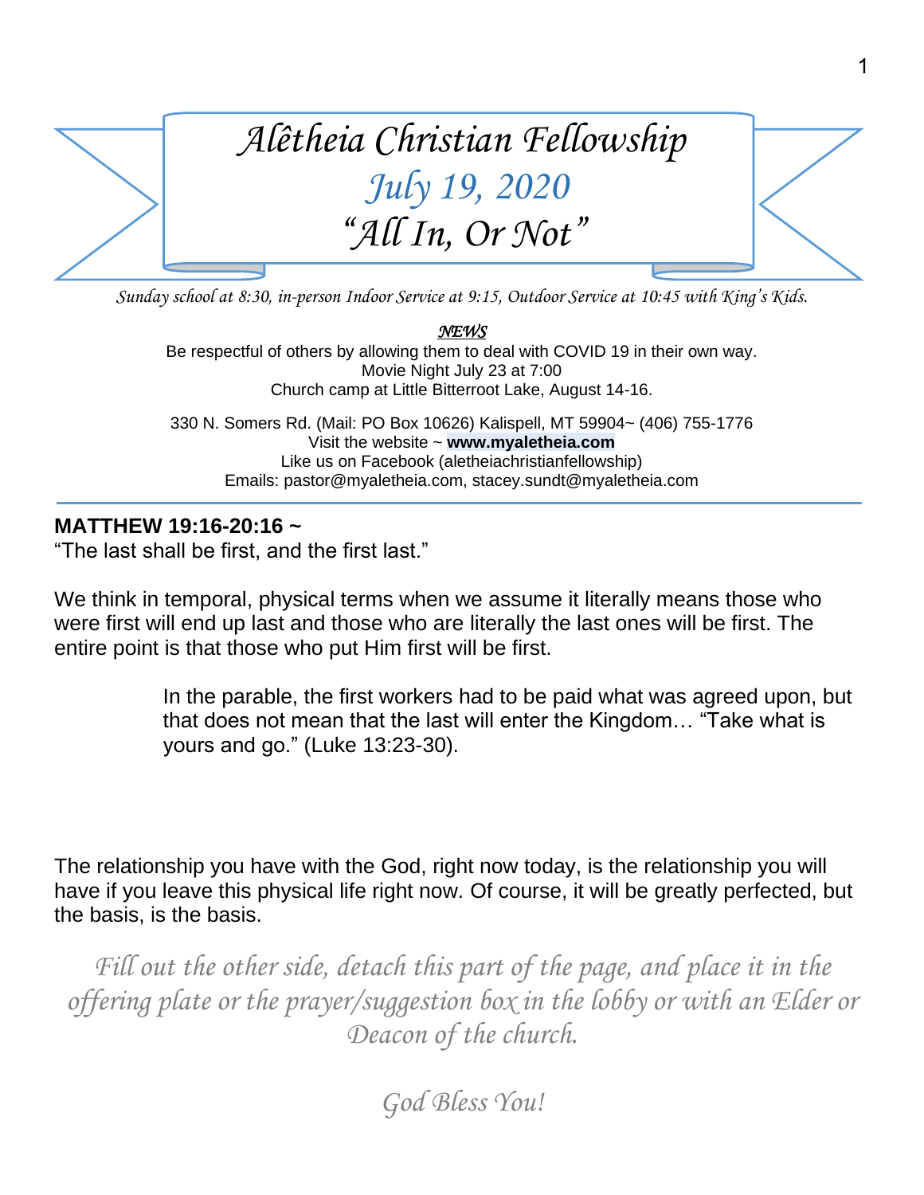# *Alêtheia Christian Fellowship*

## *July 19, 2020*

## *"All In, Or Not"*

*Sunday school at 8:30, in-person Indoor Service at 9:15, Outdoor Service at 10:45 with King's Kids.*

***NEWS***

Be respectful of others by allowing them to deal with COVID 19 in their own way.
Movie Night July 23 at 7:00
Church camp at Little Bitterroot Lake, August 14-16.

330 N. Somers Rd. (Mail: PO Box 10626) Kalispell, MT 59904~ (406) 755-1776
Visit the website ~ **www.myaletheia.com**
Like us on Facebook (aletheiachristianfellowship)
Emails: pastor@myaletheia.com, stacey.sundt@myaletheia.com

---

**MATTHEW 19:16-20:16 ~**
"The last shall be first, and the first last."

We think in temporal, physical terms when we assume it literally means those who were first will end up last and those who are literally the last ones will be first. The entire point is that those who put Him first will be first.

> In the parable, the first workers had to be paid what was agreed upon, but that does not mean that the last will enter the Kingdom… "Take what is yours and go." (Luke 13:23-30).

The relationship you have with the God, right now today, is the relationship you will have if you leave this physical life right now. Of course, it will be greatly perfected, but the basis, is the basis.

*Fill out the other side, detach this part of the page, and place it in the offering plate or the prayer/suggestion box in the lobby or with an Elder or Deacon of the church.*

*God Bless You!*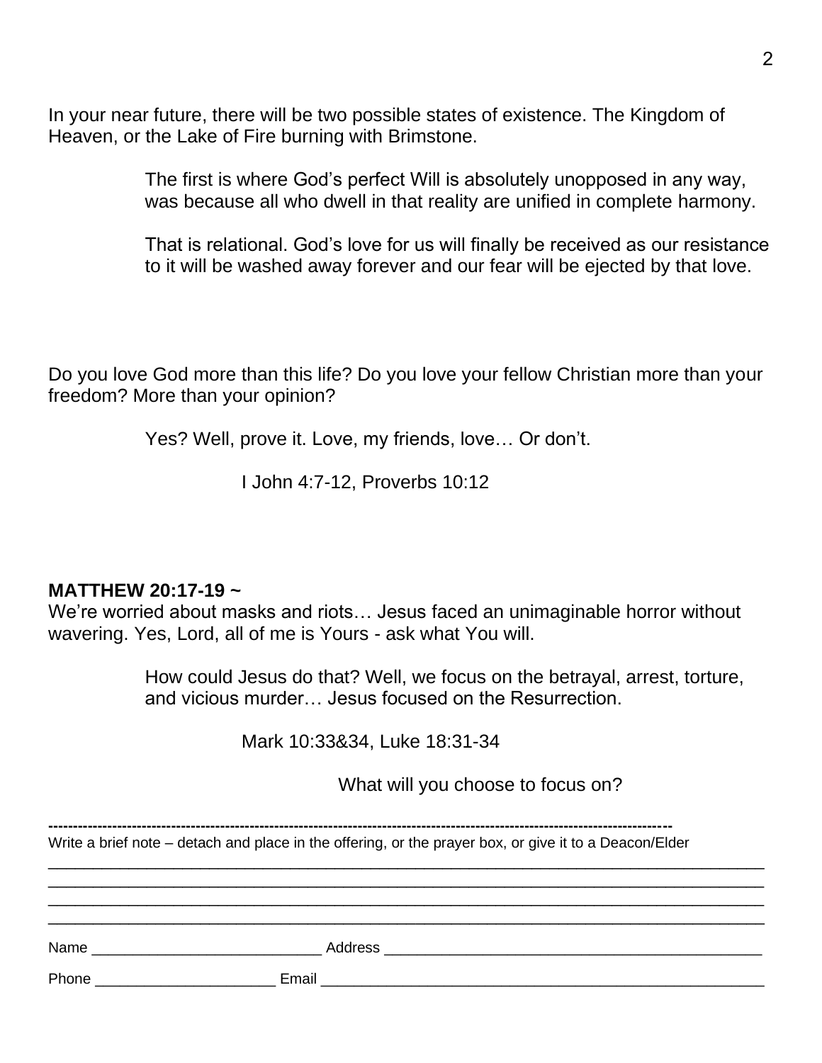In your near future, there will be two possible states of existence. The Kingdom of Heaven, or the Lake of Fire burning with Brimstone.

> The first is where God's perfect Will is absolutely unopposed in any way, was because all who dwell in that reality are unified in complete harmony.
>
> That is relational. God's love for us will finally be received as our resistance to it will be washed away forever and our fear will be ejected by that love.

Do you love God more than this life? Do you love your fellow Christian more than your freedom? More than your opinion?

> Yes? Well, prove it. Love, my friends, love… Or don't.
>
> I John 4:7-12, Proverbs 10:12

**MATTHEW 20:17-19 ~**
We're worried about masks and riots… Jesus faced an unimaginable horror without wavering. Yes, Lord, all of me is Yours - ask what You will.

> How could Jesus do that? Well, we focus on the betrayal, arrest, torture, and vicious murder… Jesus focused on the Resurrection.
>
> Mark 10:33&34, Luke 18:31-34
>
> What will you choose to focus on?

---

Write a brief note – detach and place in the offering, or the prayer box, or give it to a Deacon/Elder

\_\_\_\_\_\_\_\_\_\_\_\_\_\_\_\_\_\_\_\_\_\_\_\_\_\_\_\_\_\_\_\_\_\_\_\_\_\_\_\_\_\_\_\_\_\_\_\_\_\_\_\_\_\_\_\_\_\_\_\_\_\_\_\_\_\_\_\_\_\_\_\_\_\_\_\_
\_\_\_\_\_\_\_\_\_\_\_\_\_\_\_\_\_\_\_\_\_\_\_\_\_\_\_\_\_\_\_\_\_\_\_\_\_\_\_\_\_\_\_\_\_\_\_\_\_\_\_\_\_\_\_\_\_\_\_\_\_\_\_\_\_\_\_\_\_\_\_\_\_\_\_\_
\_\_\_\_\_\_\_\_\_\_\_\_\_\_\_\_\_\_\_\_\_\_\_\_\_\_\_\_\_\_\_\_\_\_\_\_\_\_\_\_\_\_\_\_\_\_\_\_\_\_\_\_\_\_\_\_\_\_\_\_\_\_\_\_\_\_\_\_\_\_\_\_\_\_\_\_
\_\_\_\_\_\_\_\_\_\_\_\_\_\_\_\_\_\_\_\_\_\_\_\_\_\_\_\_\_\_\_\_\_\_\_\_\_\_\_\_\_\_\_\_\_\_\_\_\_\_\_\_\_\_\_\_\_\_\_\_\_\_\_\_\_\_\_\_\_\_\_\_\_\_\_\_

Name \_\_\_\_\_\_\_\_\_\_\_\_\_\_\_\_\_\_\_\_\_\_\_\_\_\_\_\_ Address \_\_\_\_\_\_\_\_\_\_\_\_\_\_\_\_\_\_\_\_\_\_\_\_\_\_\_\_\_\_\_\_\_\_\_\_\_\_\_\_\_\_\_\_\_\_

Phone \_\_\_\_\_\_\_\_\_\_\_\_\_\_\_\_\_\_\_\_\_\_ Email \_\_\_\_\_\_\_\_\_\_\_\_\_\_\_\_\_\_\_\_\_\_\_\_\_\_\_\_\_\_\_\_\_\_\_\_\_\_\_\_\_\_\_\_\_\_\_\_\_\_\_\_\_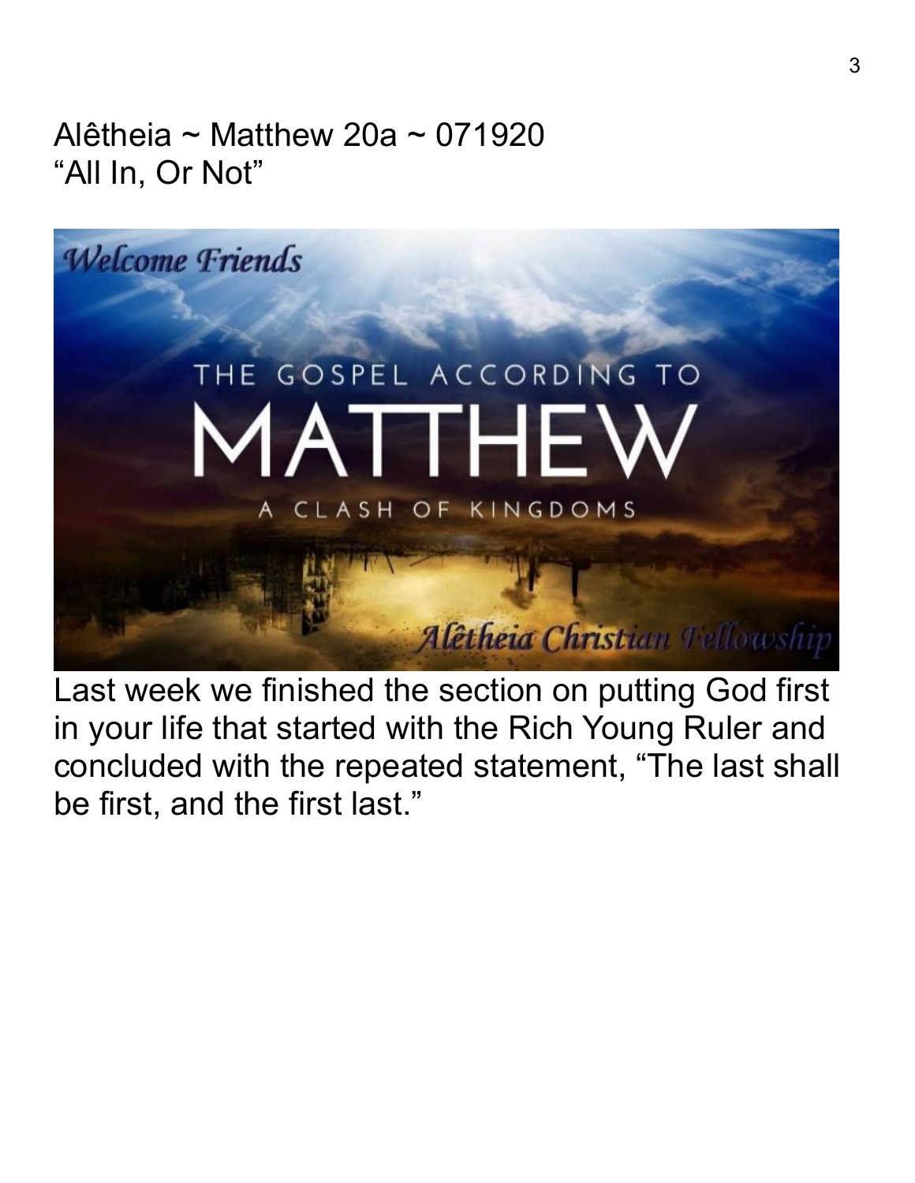Alêtheia ~ Matthew 20a ~ 071920
"All In, Or Not"

Last week we finished the section on putting God first in your life that started with the Rich Young Ruler and concluded with the repeated statement, "The last shall be first, and the first last."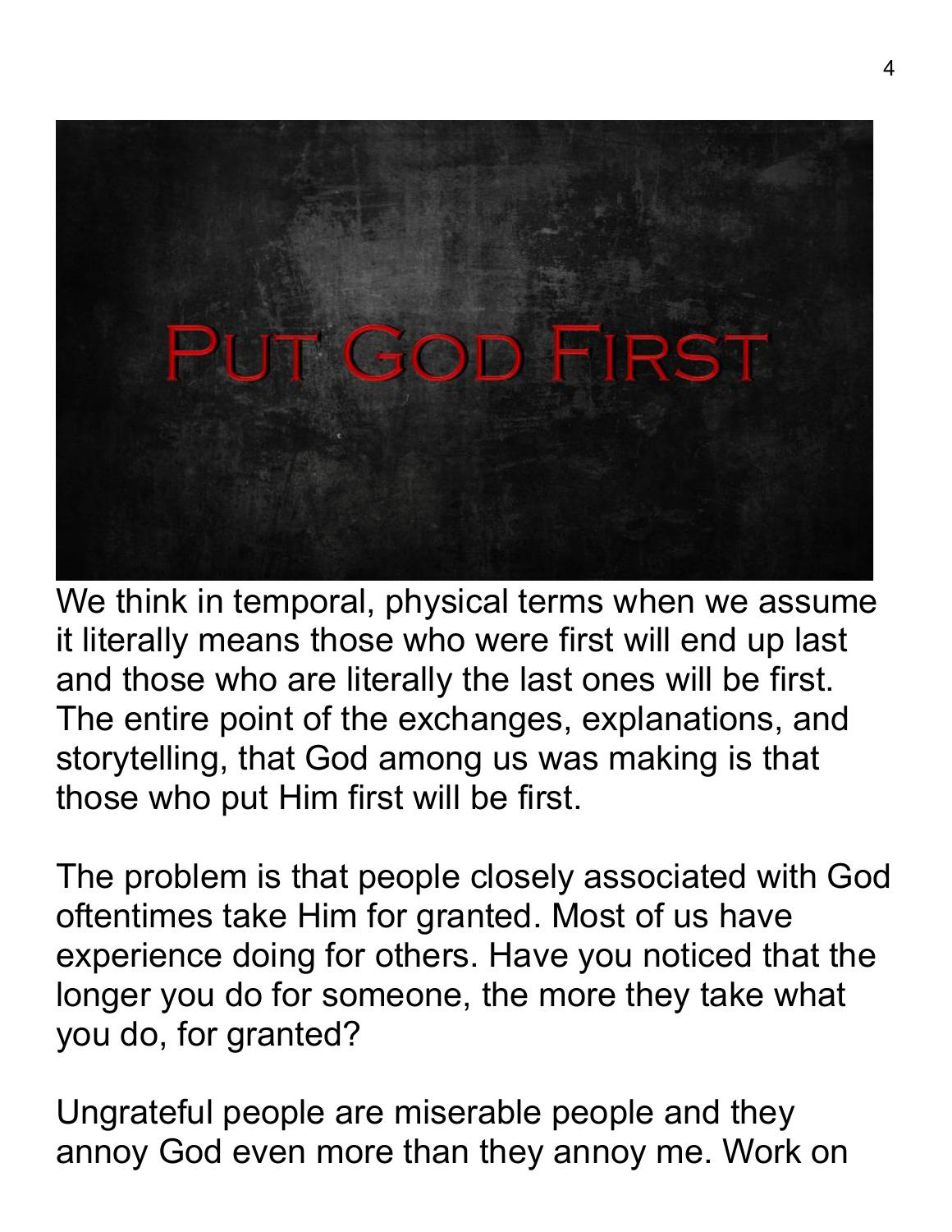# Put God First

We think in temporal, physical terms when we assume it literally means those who were first will end up last and those who are literally the last ones will be first. The entire point of the exchanges, explanations, and storytelling, that God among us was making is that those who put Him first will be first.

The problem is that people closely associated with God oftentimes take Him for granted. Most of us have experience doing for others. Have you noticed that the longer you do for someone, the more they take what you do, for granted?

Ungrateful people are miserable people and they annoy God even more than they annoy me. Work on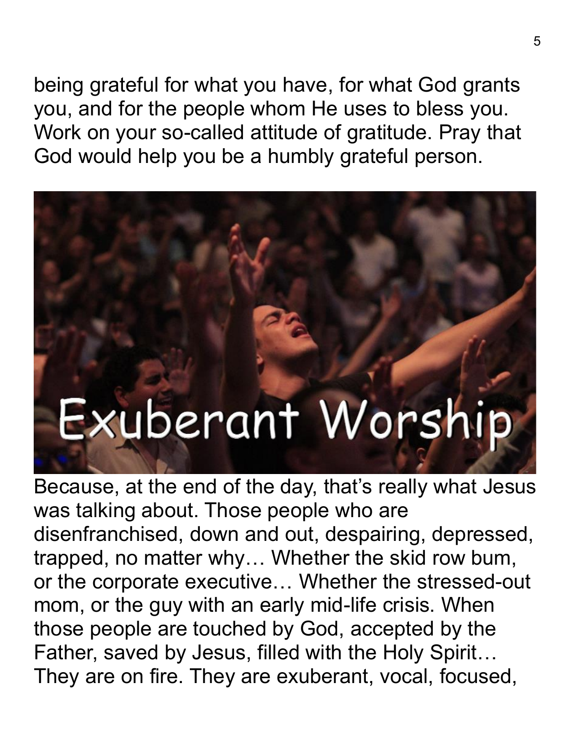being grateful for what you have, for what God grants you, and for the people whom He uses to bless you. Work on your so-called attitude of gratitude. Pray that God would help you be a humbly grateful person.

Exuberant Worship

Because, at the end of the day, that's really what Jesus was talking about. Those people who are disenfranchised, down and out, despairing, depressed, trapped, no matter why… Whether the skid row bum, or the corporate executive… Whether the stressed-out mom, or the guy with an early mid-life crisis. When those people are touched by God, accepted by the Father, saved by Jesus, filled with the Holy Spirit… They are on fire. They are exuberant, vocal, focused,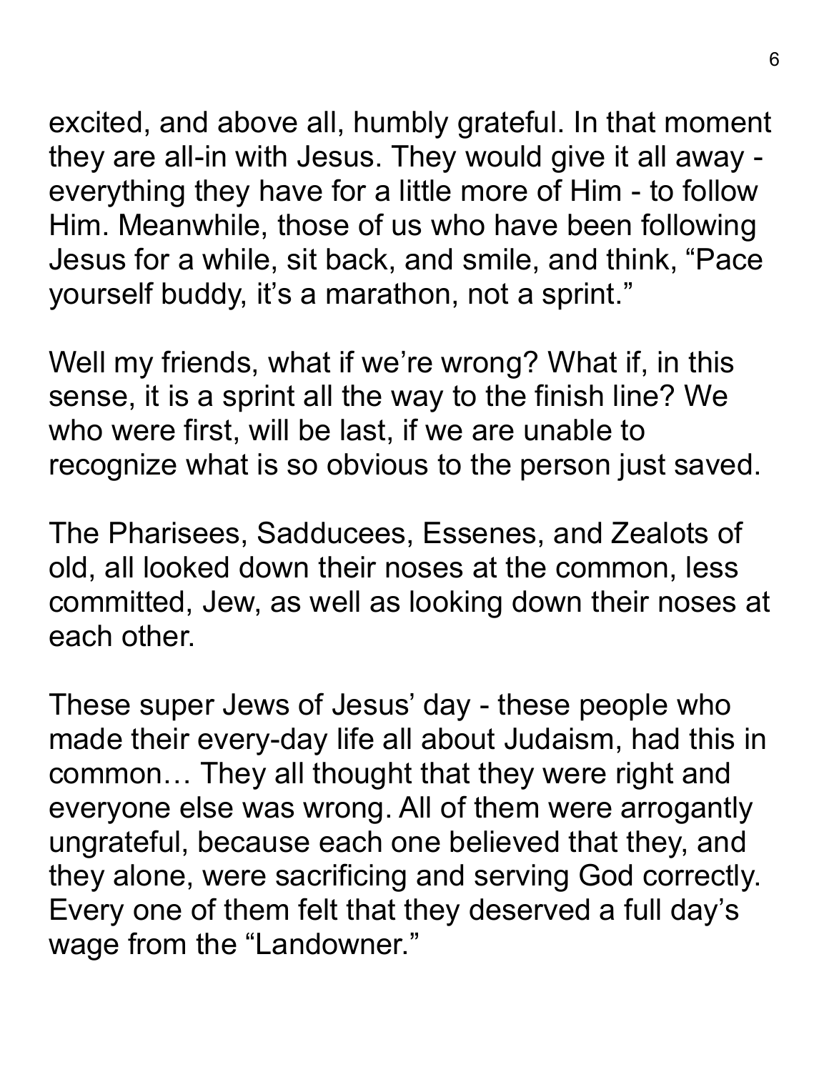excited, and above all, humbly grateful. In that moment they are all-in with Jesus. They would give it all away - everything they have for a little more of Him - to follow Him. Meanwhile, those of us who have been following Jesus for a while, sit back, and smile, and think, "Pace yourself buddy, it's a marathon, not a sprint."

Well my friends, what if we're wrong? What if, in this sense, it is a sprint all the way to the finish line? We who were first, will be last, if we are unable to recognize what is so obvious to the person just saved.

The Pharisees, Sadducees, Essenes, and Zealots of old, all looked down their noses at the common, less committed, Jew, as well as looking down their noses at each other.

These super Jews of Jesus' day - these people who made their every-day life all about Judaism, had this in common… They all thought that they were right and everyone else was wrong. All of them were arrogantly ungrateful, because each one believed that they, and they alone, were sacrificing and serving God correctly. Every one of them felt that they deserved a full day's wage from the "Landowner."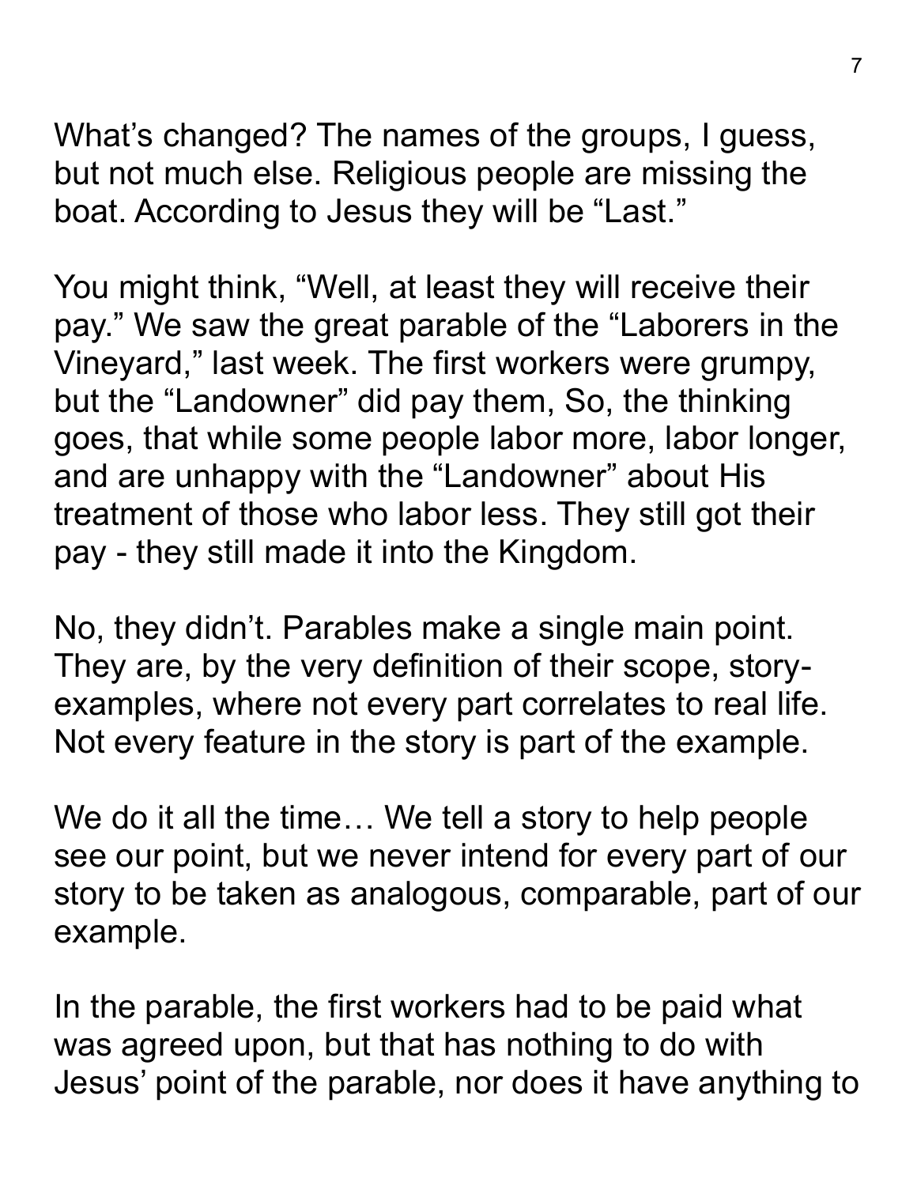What's changed? The names of the groups, I guess, but not much else. Religious people are missing the boat. According to Jesus they will be "Last."

You might think, "Well, at least they will receive their pay." We saw the great parable of the "Laborers in the Vineyard," last week. The first workers were grumpy, but the "Landowner" did pay them, So, the thinking goes, that while some people labor more, labor longer, and are unhappy with the "Landowner" about His treatment of those who labor less. They still got their pay - they still made it into the Kingdom.

No, they didn't. Parables make a single main point. They are, by the very definition of their scope, story-examples, where not every part correlates to real life. Not every feature in the story is part of the example.

We do it all the time… We tell a story to help people see our point, but we never intend for every part of our story to be taken as analogous, comparable, part of our example.

In the parable, the first workers had to be paid what was agreed upon, but that has nothing to do with Jesus' point of the parable, nor does it have anything to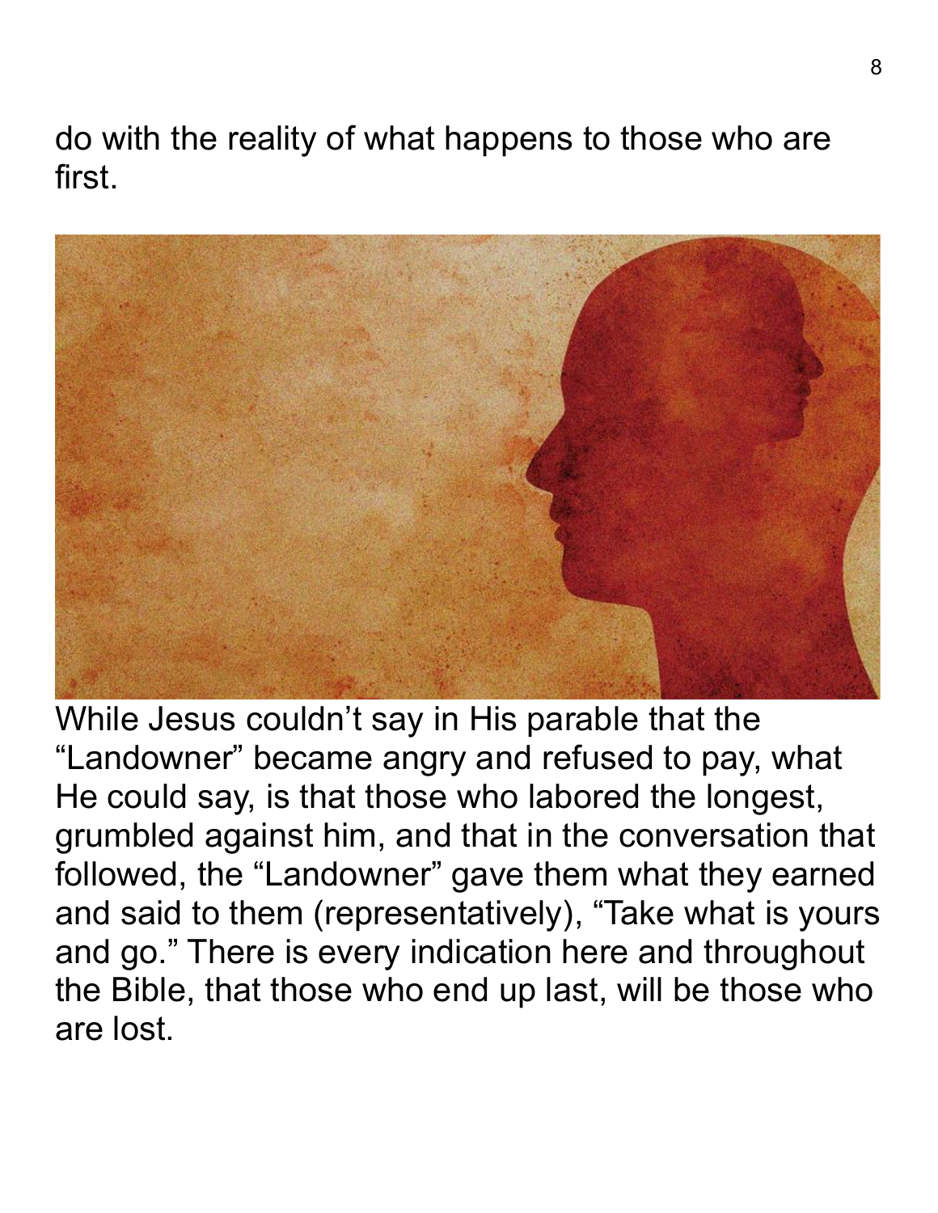do with the reality of what happens to those who are first.

While Jesus couldn't say in His parable that the "Landowner" became angry and refused to pay, what He could say, is that those who labored the longest, grumbled against him, and that in the conversation that followed, the "Landowner" gave them what they earned and said to them (representatively), "Take what is yours and go." There is every indication here and throughout the Bible, that those who end up last, will be those who are lost.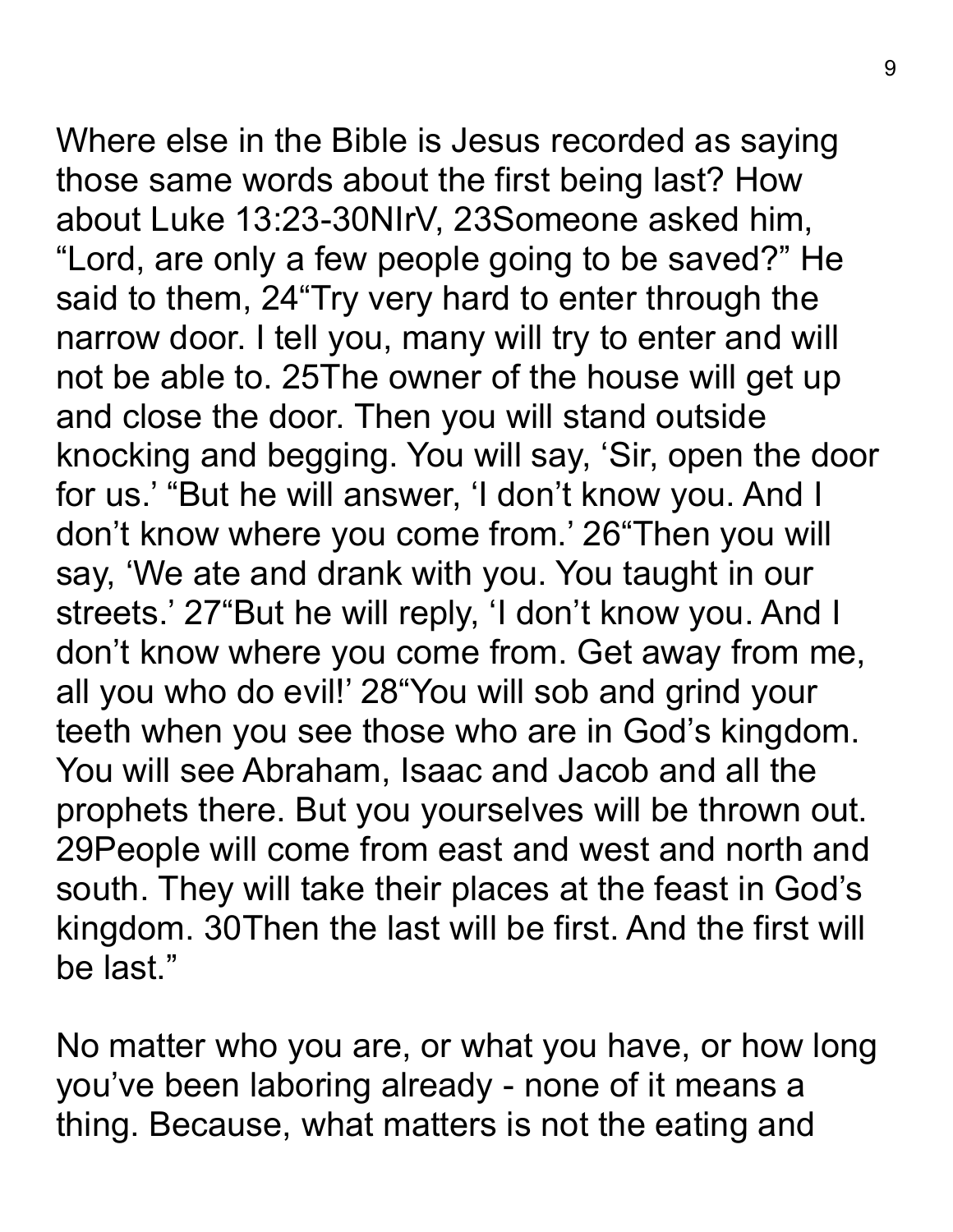Where else in the Bible is Jesus recorded as saying those same words about the first being last? How about Luke 13:23-30NIrV, 23Someone asked him, "Lord, are only a few people going to be saved?" He said to them, 24"Try very hard to enter through the narrow door. I tell you, many will try to enter and will not be able to. 25The owner of the house will get up and close the door. Then you will stand outside knocking and begging. You will say, 'Sir, open the door for us.' "But he will answer, 'I don't know you. And I don't know where you come from.' 26"Then you will say, 'We ate and drank with you. You taught in our streets.' 27"But he will reply, 'I don't know you. And I don't know where you come from. Get away from me, all you who do evil!' 28"You will sob and grind your teeth when you see those who are in God's kingdom. You will see Abraham, Isaac and Jacob and all the prophets there. But you yourselves will be thrown out. 29People will come from east and west and north and south. They will take their places at the feast in God's kingdom. 30Then the last will be first. And the first will be last."

No matter who you are, or what you have, or how long you've been laboring already - none of it means a thing. Because, what matters is not the eating and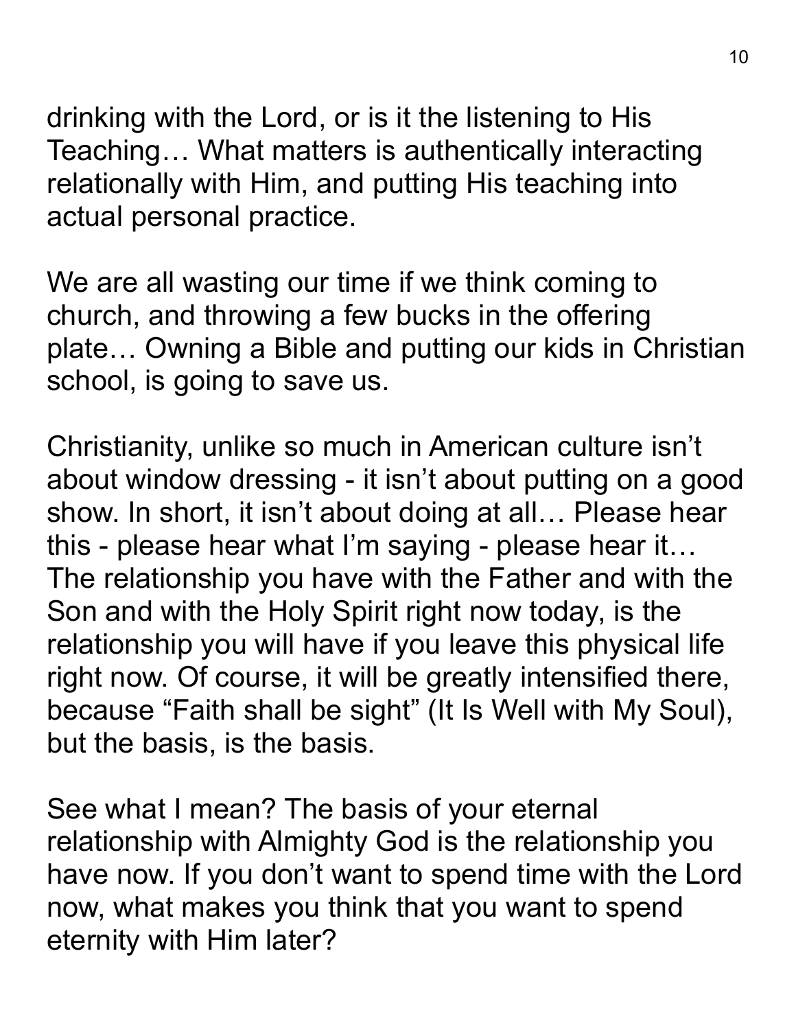drinking with the Lord, or is it the listening to His Teaching… What matters is authentically interacting relationally with Him, and putting His teaching into actual personal practice.

We are all wasting our time if we think coming to church, and throwing a few bucks in the offering plate… Owning a Bible and putting our kids in Christian school, is going to save us.

Christianity, unlike so much in American culture isn't about window dressing - it isn't about putting on a good show. In short, it isn't about doing at all… Please hear this - please hear what I'm saying - please hear it… The relationship you have with the Father and with the Son and with the Holy Spirit right now today, is the relationship you will have if you leave this physical life right now. Of course, it will be greatly intensified there, because "Faith shall be sight" (It Is Well with My Soul), but the basis, is the basis.

See what I mean? The basis of your eternal relationship with Almighty God is the relationship you have now. If you don't want to spend time with the Lord now, what makes you think that you want to spend eternity with Him later?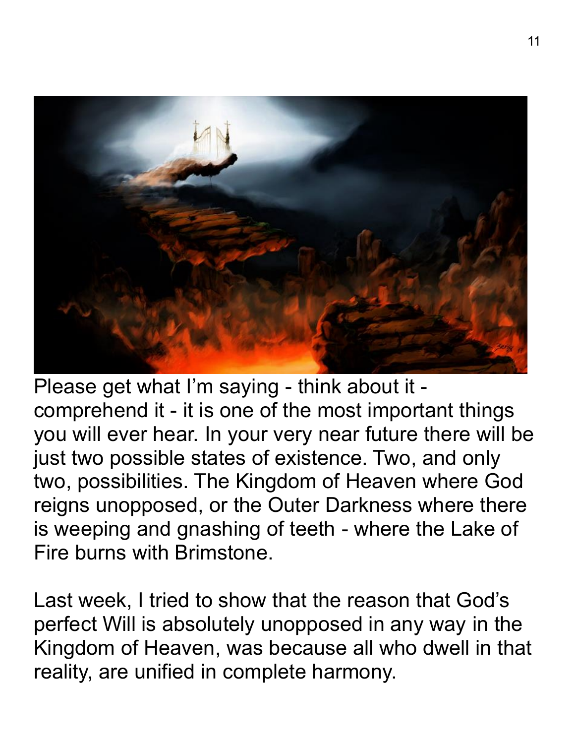Please get what I'm saying - think about it - comprehend it - it is one of the most important things you will ever hear. In your very near future there will be just two possible states of existence. Two, and only two, possibilities. The Kingdom of Heaven where God reigns unopposed, or the Outer Darkness where there is weeping and gnashing of teeth - where the Lake of Fire burns with Brimstone.

Last week, I tried to show that the reason that God's perfect Will is absolutely unopposed in any way in the Kingdom of Heaven, was because all who dwell in that reality, are unified in complete harmony.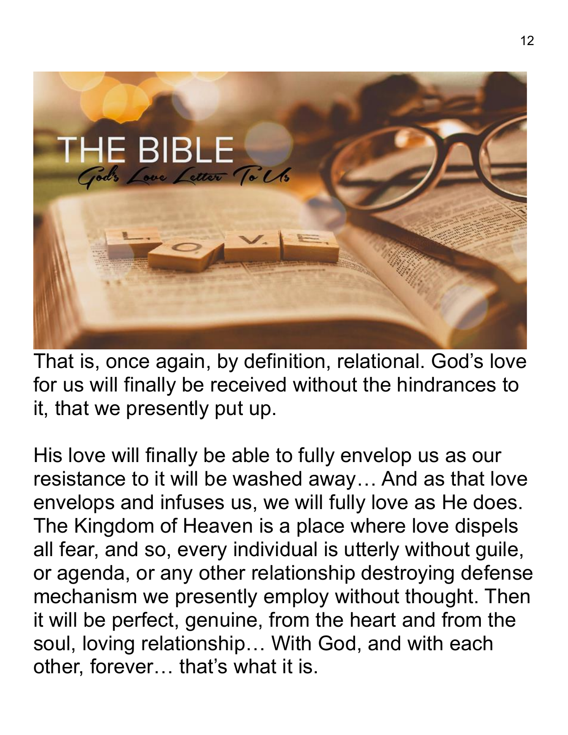That is, once again, by definition, relational. God's love for us will finally be received without the hindrances to it, that we presently put up.

His love will finally be able to fully envelop us as our resistance to it will be washed away… And as that love envelops and infuses us, we will fully love as He does. The Kingdom of Heaven is a place where love dispels all fear, and so, every individual is utterly without guile, or agenda, or any other relationship destroying defense mechanism we presently employ without thought. Then it will be perfect, genuine, from the heart and from the soul, loving relationship… With God, and with each other, forever… that's what it is.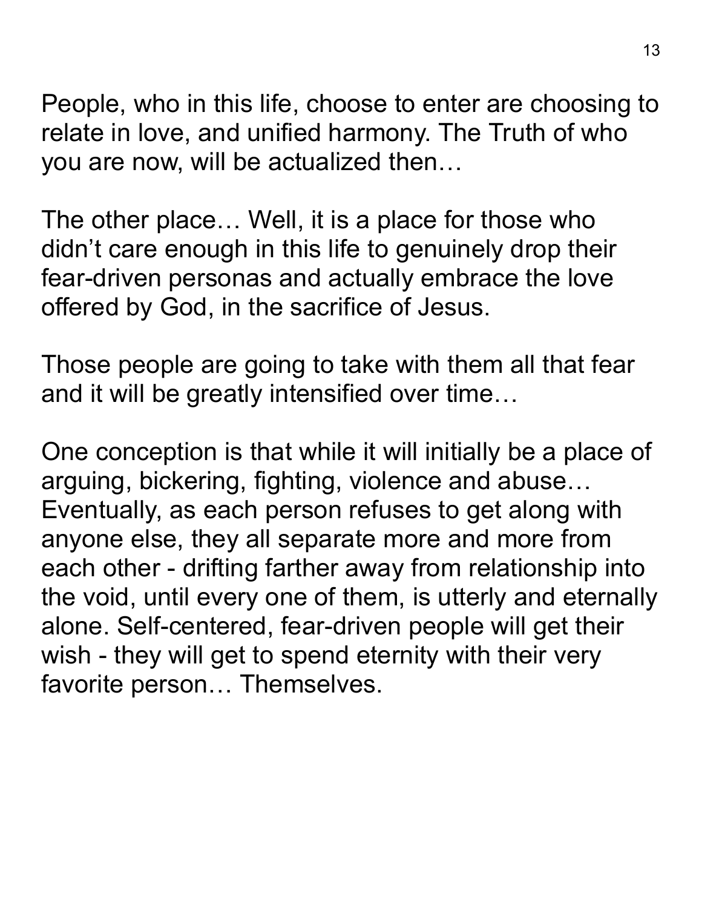People, who in this life, choose to enter are choosing to relate in love, and unified harmony. The Truth of who you are now, will be actualized then…

The other place… Well, it is a place for those who didn't care enough in this life to genuinely drop their fear-driven personas and actually embrace the love offered by God, in the sacrifice of Jesus.

Those people are going to take with them all that fear and it will be greatly intensified over time…

One conception is that while it will initially be a place of arguing, bickering, fighting, violence and abuse… Eventually, as each person refuses to get along with anyone else, they all separate more and more from each other - drifting farther away from relationship into the void, until every one of them, is utterly and eternally alone. Self-centered, fear-driven people will get their wish - they will get to spend eternity with their very favorite person… Themselves.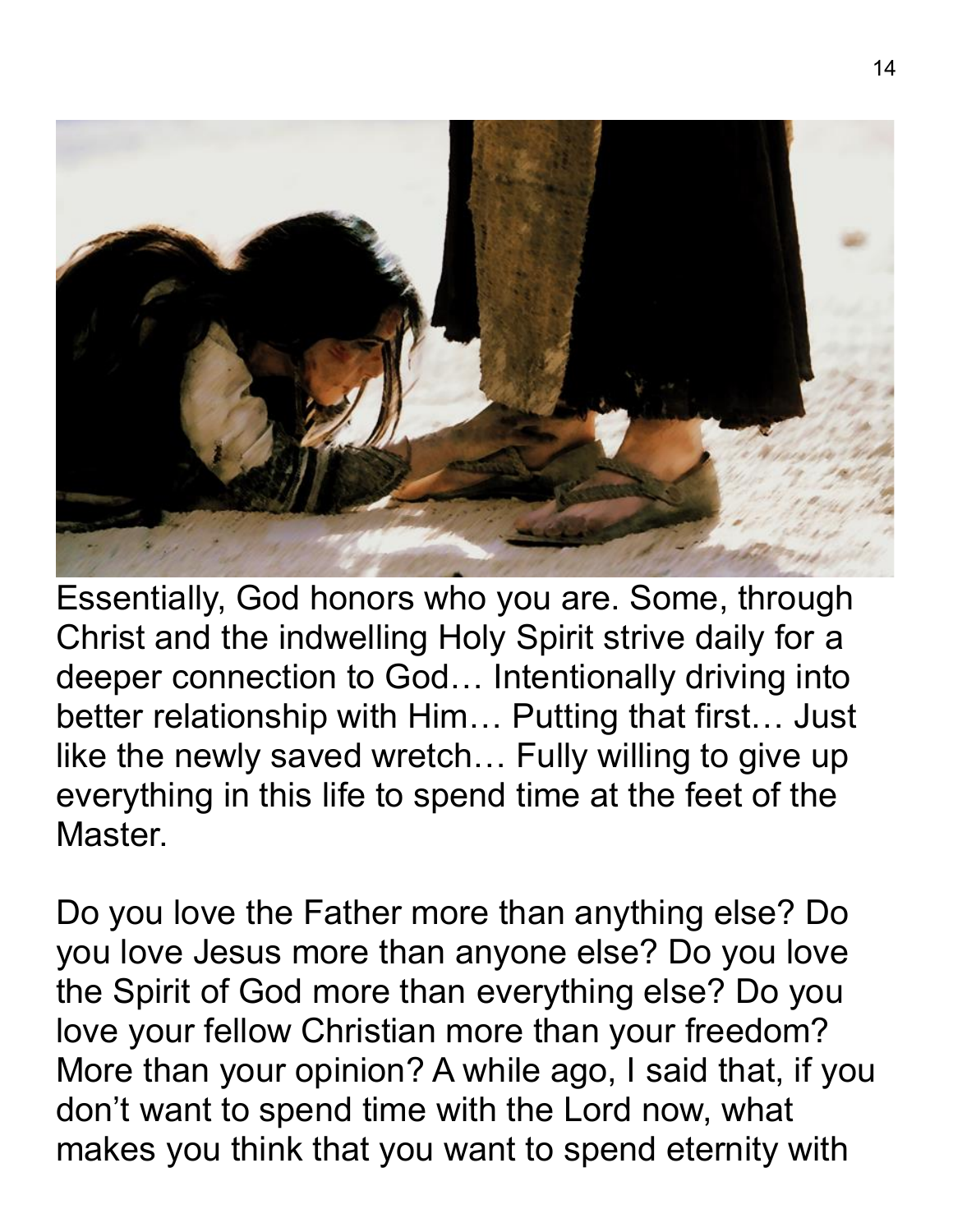Essentially, God honors who you are. Some, through Christ and the indwelling Holy Spirit strive daily for a deeper connection to God… Intentionally driving into better relationship with Him… Putting that first… Just like the newly saved wretch… Fully willing to give up everything in this life to spend time at the feet of the Master.

Do you love the Father more than anything else? Do you love Jesus more than anyone else? Do you love the Spirit of God more than everything else? Do you love your fellow Christian more than your freedom? More than your opinion? A while ago, I said that, if you don't want to spend time with the Lord now, what makes you think that you want to spend eternity with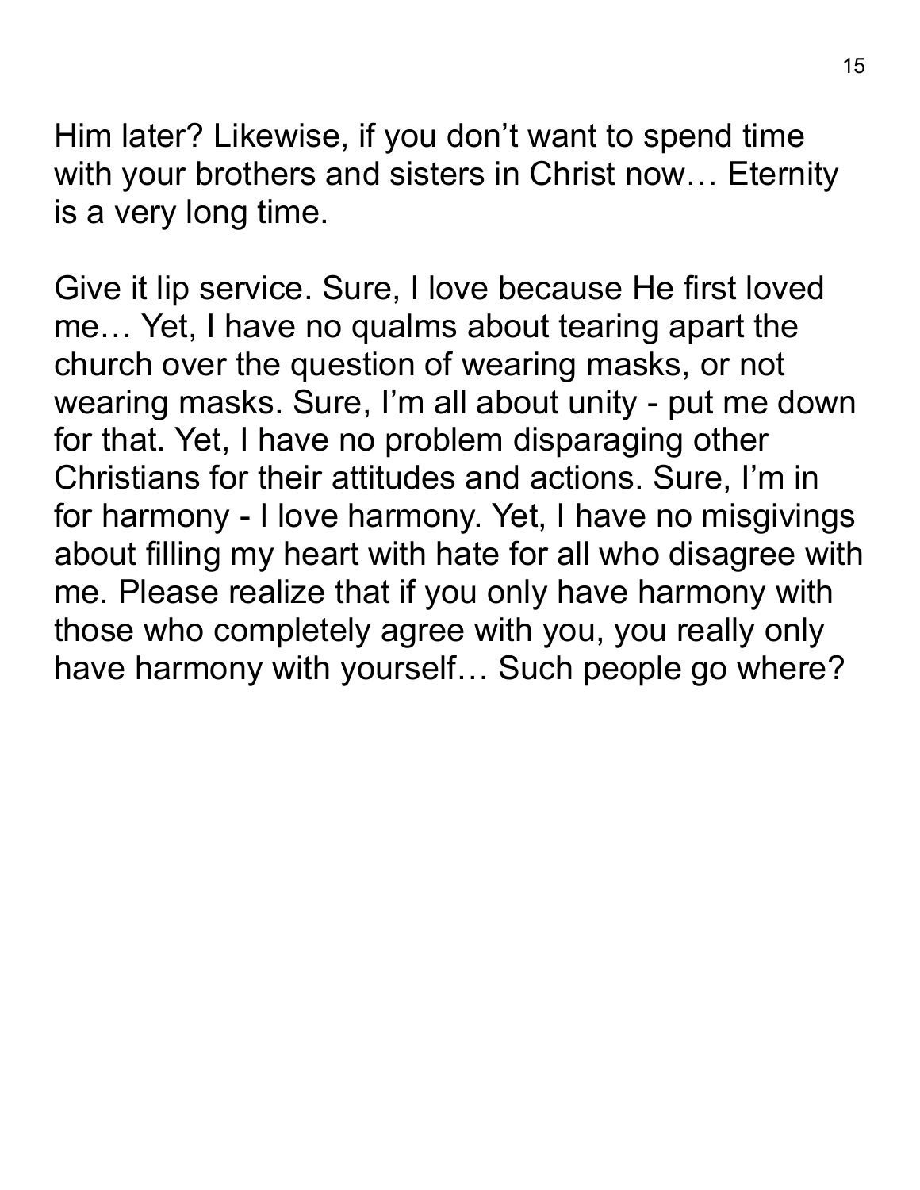Him later? Likewise, if you don’t want to spend time with your brothers and sisters in Christ now… Eternity is a very long time.

Give it lip service. Sure, I love because He first loved me… Yet, I have no qualms about tearing apart the church over the question of wearing masks, or not wearing masks. Sure, I’m all about unity - put me down for that. Yet, I have no problem disparaging other Christians for their attitudes and actions. Sure, I’m in for harmony - I love harmony. Yet, I have no misgivings about filling my heart with hate for all who disagree with me. Please realize that if you only have harmony with those who completely agree with you, you really only have harmony with yourself… Such people go where?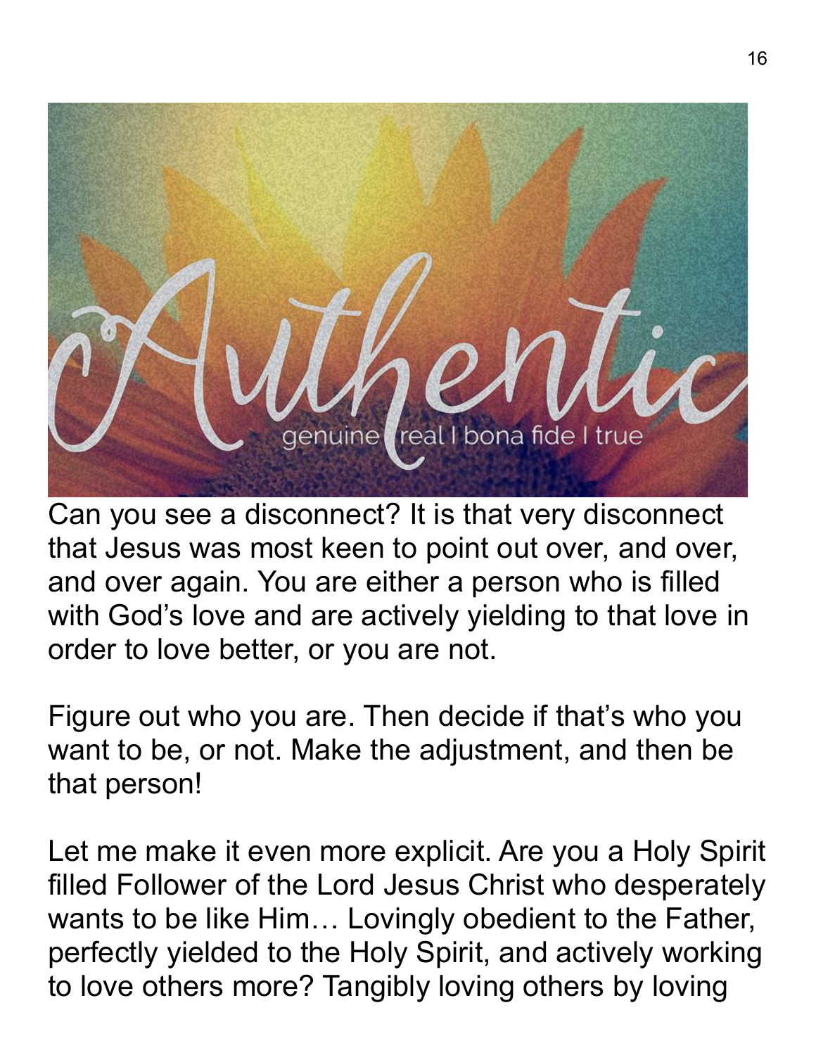Can you see a disconnect? It is that very disconnect that Jesus was most keen to point out over, and over, and over again. You are either a person who is filled with God's love and are actively yielding to that love in order to love better, or you are not.

Figure out who you are. Then decide if that's who you want to be, or not. Make the adjustment, and then be that person!

Let me make it even more explicit. Are you a Holy Spirit filled Follower of the Lord Jesus Christ who desperately wants to be like Him… Lovingly obedient to the Father, perfectly yielded to the Holy Spirit, and actively working to love others more? Tangibly loving others by loving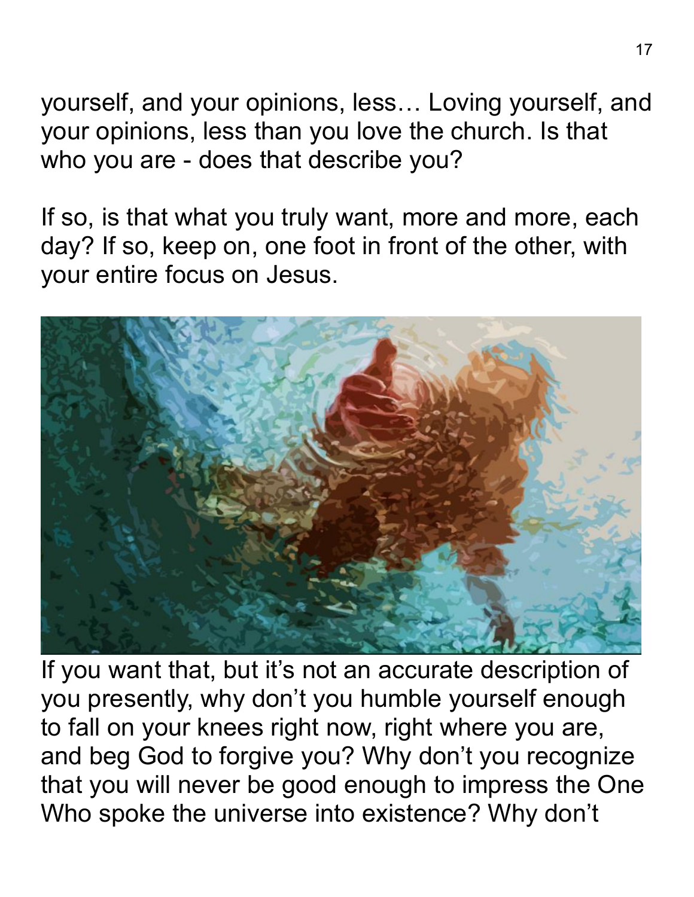yourself, and your opinions, less… Loving yourself, and your opinions, less than you love the church. Is that who you are - does that describe you?

If so, is that what you truly want, more and more, each day? If so, keep on, one foot in front of the other, with your entire focus on Jesus.

If you want that, but it's not an accurate description of you presently, why don't you humble yourself enough to fall on your knees right now, right where you are, and beg God to forgive you? Why don't you recognize that you will never be good enough to impress the One Who spoke the universe into existence? Why don't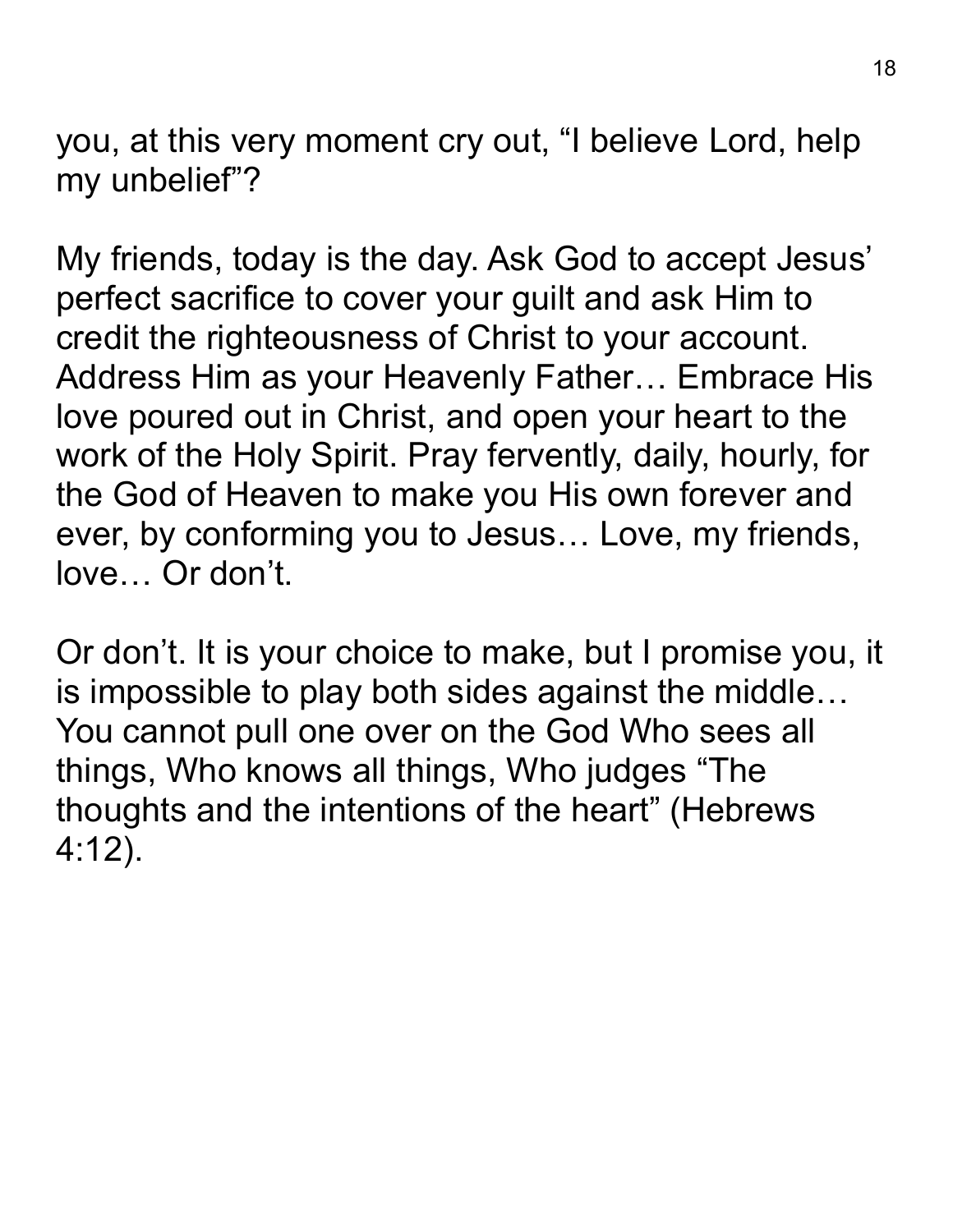you, at this very moment cry out, “I believe Lord, help my unbelief”?

My friends, today is the day. Ask God to accept Jesus’ perfect sacrifice to cover your guilt and ask Him to credit the righteousness of Christ to your account. Address Him as your Heavenly Father… Embrace His love poured out in Christ, and open your heart to the work of the Holy Spirit. Pray fervently, daily, hourly, for the God of Heaven to make you His own forever and ever, by conforming you to Jesus… Love, my friends, love… Or don’t.

Or don’t. It is your choice to make, but I promise you, it is impossible to play both sides against the middle… You cannot pull one over on the God Who sees all things, Who knows all things, Who judges “The thoughts and the intentions of the heart” (Hebrews 4:12).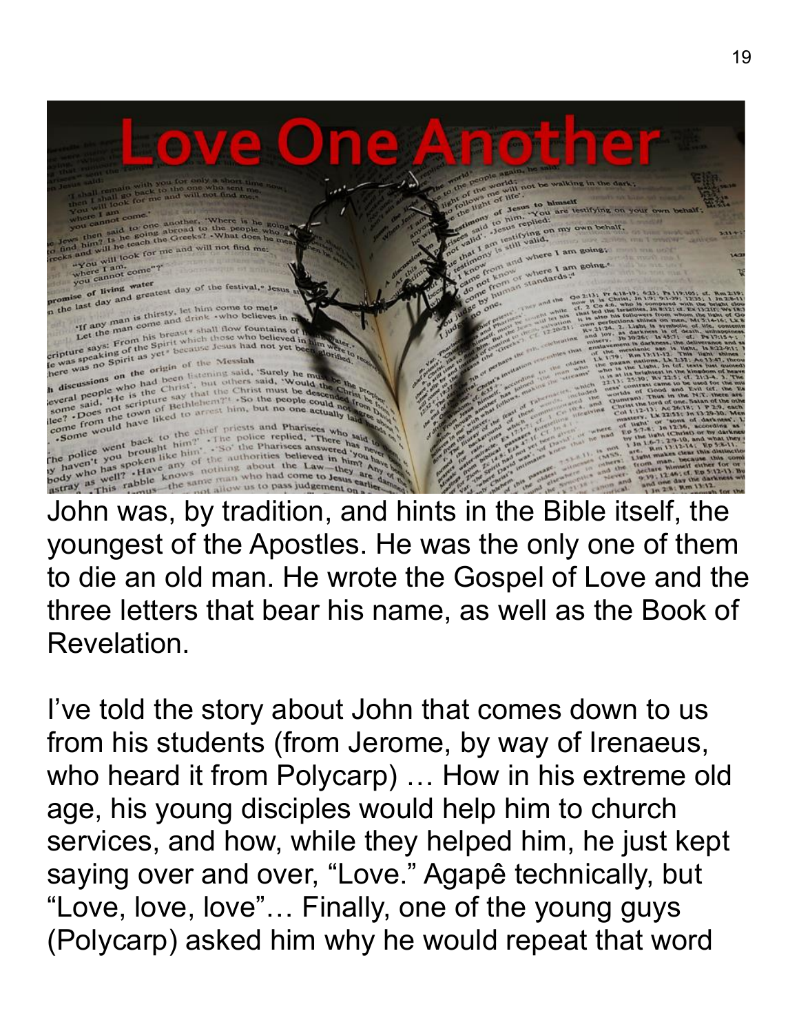John was, by tradition, and hints in the Bible itself, the youngest of the Apostles. He was the only one of them to die an old man. He wrote the Gospel of Love and the three letters that bear his name, as well as the Book of Revelation.

I've told the story about John that comes down to us from his students (from Jerome, by way of Irenaeus, who heard it from Polycarp) … How in his extreme old age, his young disciples would help him to church services, and how, while they helped him, he just kept saying over and over, "Love." Agapê technically, but "Love, love, love"… Finally, one of the young guys (Polycarp) asked him why he would repeat that word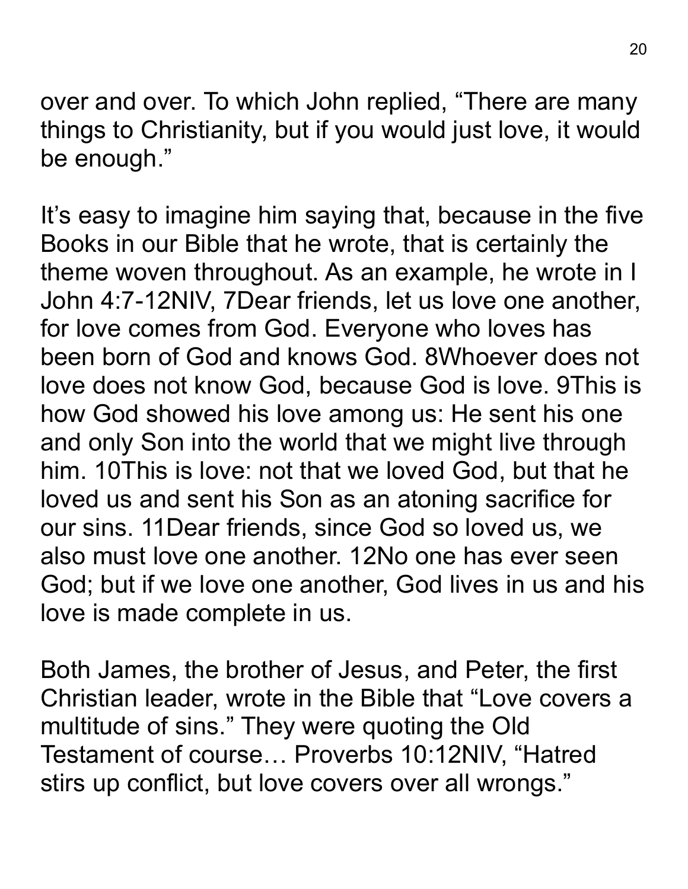over and over. To which John replied, "There are many things to Christianity, but if you would just love, it would be enough."

It's easy to imagine him saying that, because in the five Books in our Bible that he wrote, that is certainly the theme woven throughout. As an example, he wrote in I John 4:7-12NIV, 7Dear friends, let us love one another, for love comes from God. Everyone who loves has been born of God and knows God. 8Whoever does not love does not know God, because God is love. 9This is how God showed his love among us: He sent his one and only Son into the world that we might live through him. 10This is love: not that we loved God, but that he loved us and sent his Son as an atoning sacrifice for our sins. 11Dear friends, since God so loved us, we also must love one another. 12No one has ever seen God; but if we love one another, God lives in us and his love is made complete in us.

Both James, the brother of Jesus, and Peter, the first Christian leader, wrote in the Bible that "Love covers a multitude of sins." They were quoting the Old Testament of course… Proverbs 10:12NIV, "Hatred stirs up conflict, but love covers over all wrongs."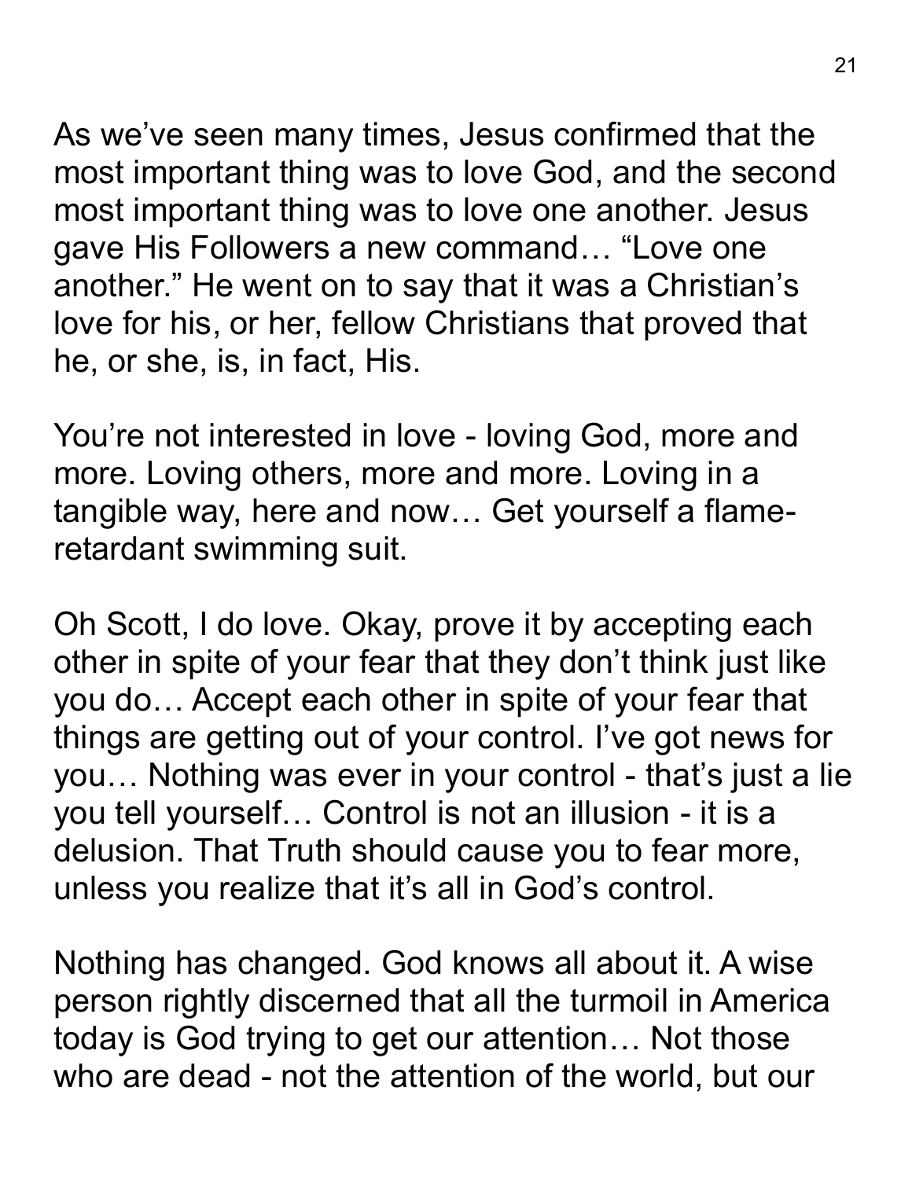As we've seen many times, Jesus confirmed that the most important thing was to love God, and the second most important thing was to love one another. Jesus gave His Followers a new command… "Love one another." He went on to say that it was a Christian's love for his, or her, fellow Christians that proved that he, or she, is, in fact, His.

You're not interested in love - loving God, more and more. Loving others, more and more. Loving in a tangible way, here and now… Get yourself a flame-retardant swimming suit.

Oh Scott, I do love. Okay, prove it by accepting each other in spite of your fear that they don't think just like you do… Accept each other in spite of your fear that things are getting out of your control. I've got news for you… Nothing was ever in your control - that's just a lie you tell yourself… Control is not an illusion - it is a delusion. That Truth should cause you to fear more, unless you realize that it's all in God's control.

Nothing has changed. God knows all about it. A wise person rightly discerned that all the turmoil in America today is God trying to get our attention… Not those who are dead - not the attention of the world, but our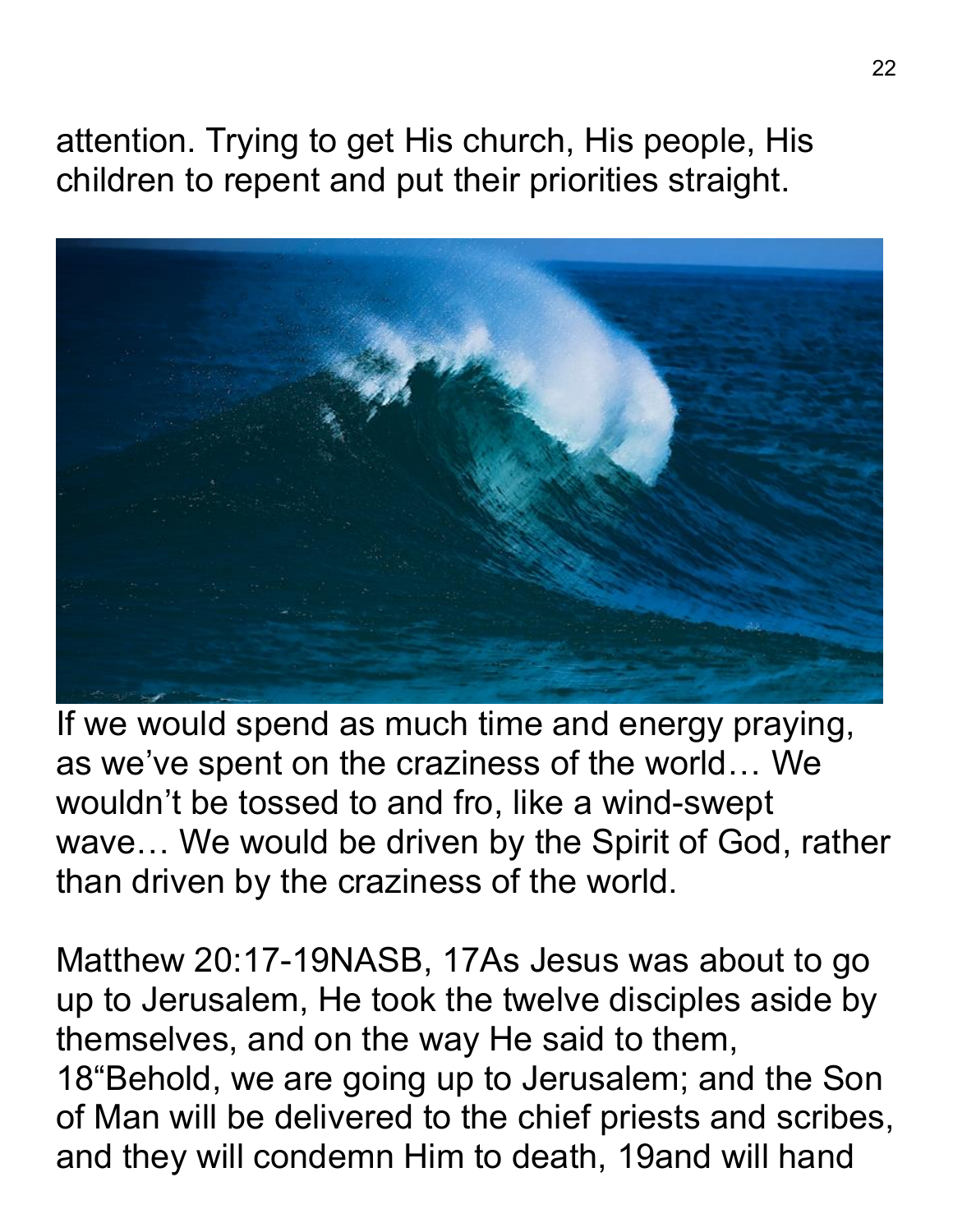attention. Trying to get His church, His people, His children to repent and put their priorities straight.

If we would spend as much time and energy praying, as we've spent on the craziness of the world… We wouldn't be tossed to and fro, like a wind-swept wave… We would be driven by the Spirit of God, rather than driven by the craziness of the world.

Matthew 20:17-19NASB, 17As Jesus was about to go up to Jerusalem, He took the twelve disciples aside by themselves, and on the way He said to them, 18"Behold, we are going up to Jerusalem; and the Son of Man will be delivered to the chief priests and scribes, and they will condemn Him to death, 19and will hand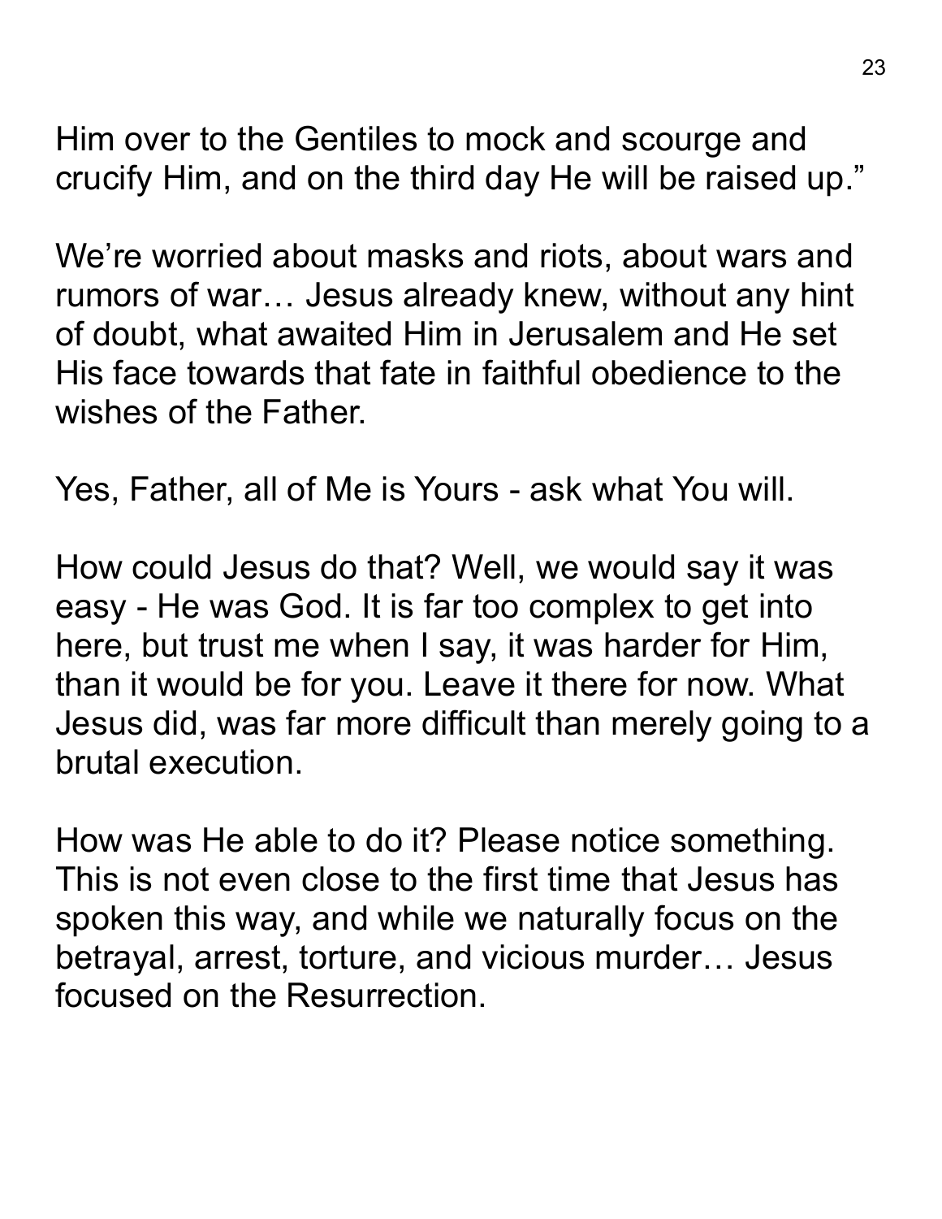Him over to the Gentiles to mock and scourge and crucify Him, and on the third day He will be raised up."

We're worried about masks and riots, about wars and rumors of war… Jesus already knew, without any hint of doubt, what awaited Him in Jerusalem and He set His face towards that fate in faithful obedience to the wishes of the Father.

Yes, Father, all of Me is Yours - ask what You will.

How could Jesus do that? Well, we would say it was easy - He was God. It is far too complex to get into here, but trust me when I say, it was harder for Him, than it would be for you. Leave it there for now. What Jesus did, was far more difficult than merely going to a brutal execution.

How was He able to do it? Please notice something. This is not even close to the first time that Jesus has spoken this way, and while we naturally focus on the betrayal, arrest, torture, and vicious murder… Jesus focused on the Resurrection.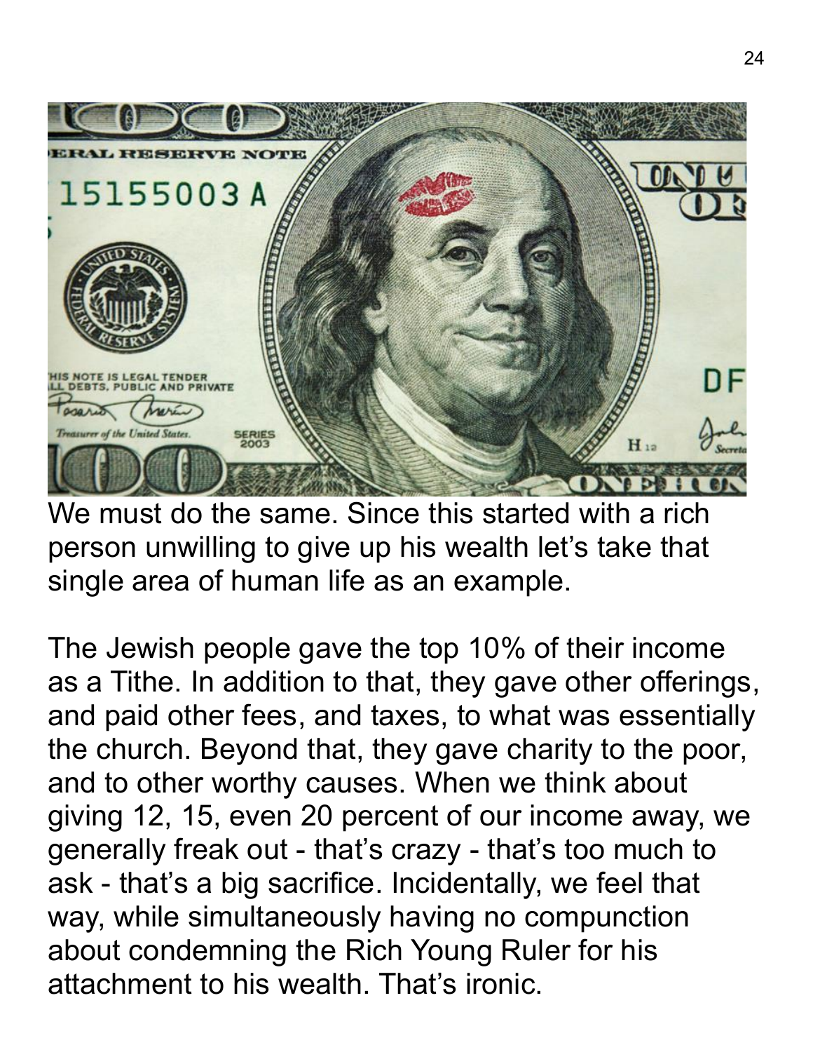We must do the same. Since this started with a rich person unwilling to give up his wealth let's take that single area of human life as an example.

The Jewish people gave the top 10% of their income as a Tithe. In addition to that, they gave other offerings, and paid other fees, and taxes, to what was essentially the church. Beyond that, they gave charity to the poor, and to other worthy causes. When we think about giving 12, 15, even 20 percent of our income away, we generally freak out - that's crazy - that's too much to ask - that's a big sacrifice. Incidentally, we feel that way, while simultaneously having no compunction about condemning the Rich Young Ruler for his attachment to his wealth. That's ironic.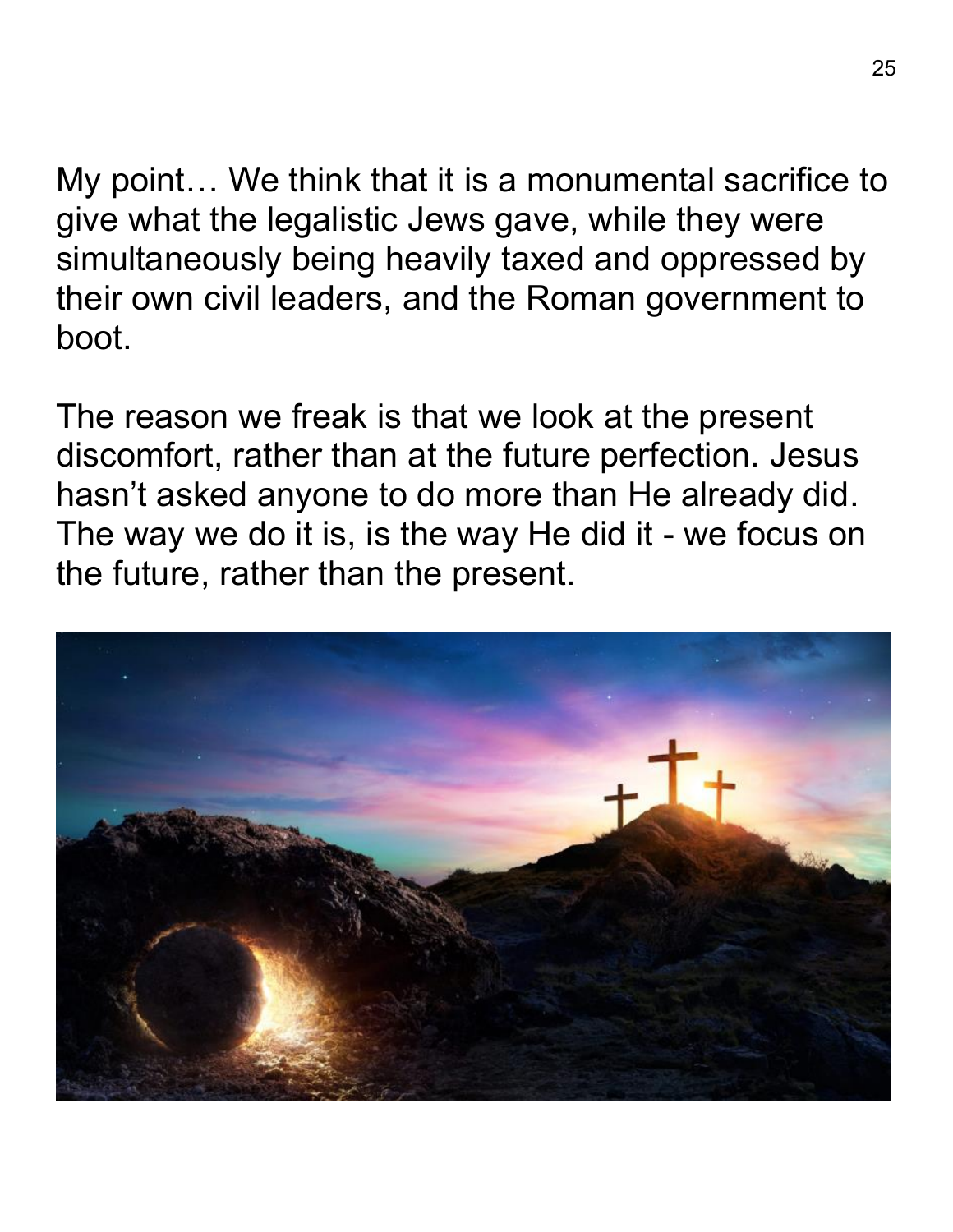My point… We think that it is a monumental sacrifice to give what the legalistic Jews gave, while they were simultaneously being heavily taxed and oppressed by their own civil leaders, and the Roman government to boot.

The reason we freak is that we look at the present discomfort, rather than at the future perfection. Jesus hasn't asked anyone to do more than He already did. The way we do it is, is the way He did it - we focus on the future, rather than the present.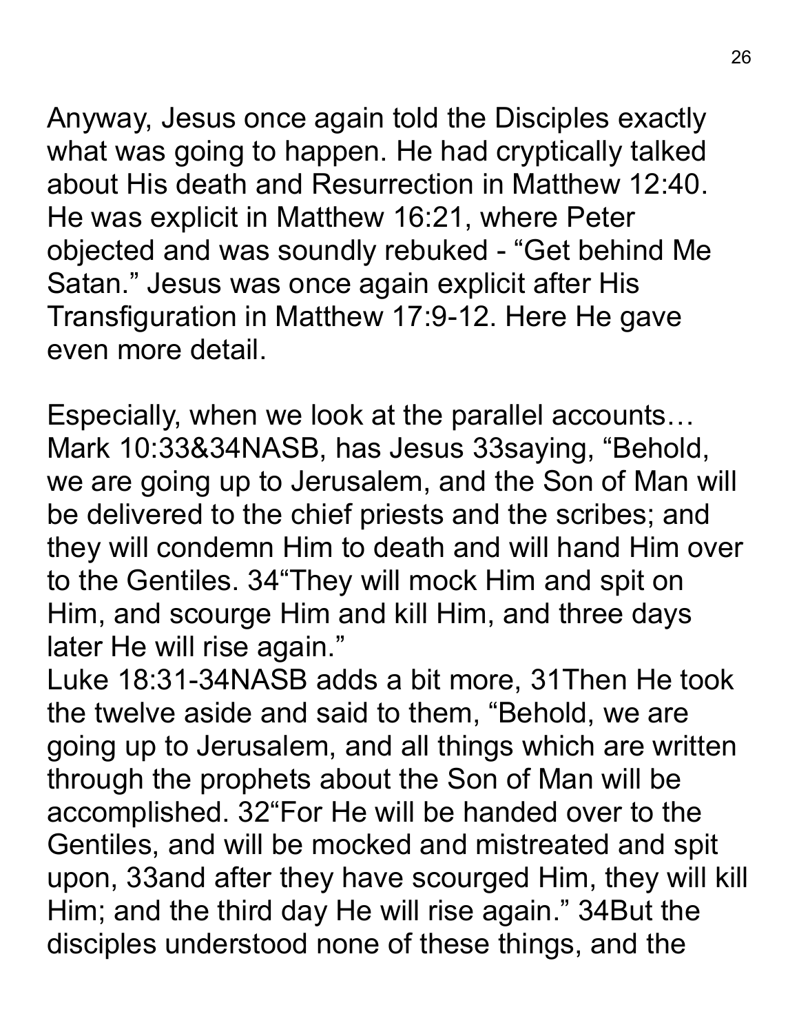Anyway, Jesus once again told the Disciples exactly what was going to happen. He had cryptically talked about His death and Resurrection in Matthew 12:40. He was explicit in Matthew 16:21, where Peter objected and was soundly rebuked - “Get behind Me Satan.” Jesus was once again explicit after His Transfiguration in Matthew 17:9-12. Here He gave even more detail.

Especially, when we look at the parallel accounts… Mark 10:33&34NASB, has Jesus 33saying, “Behold, we are going up to Jerusalem, and the Son of Man will be delivered to the chief priests and the scribes; and they will condemn Him to death and will hand Him over to the Gentiles. 34“They will mock Him and spit on Him, and scourge Him and kill Him, and three days later He will rise again.”
Luke 18:31-34NASB adds a bit more, 31Then He took the twelve aside and said to them, “Behold, we are going up to Jerusalem, and all things which are written through the prophets about the Son of Man will be accomplished. 32“For He will be handed over to the Gentiles, and will be mocked and mistreated and spit upon, 33and after they have scourged Him, they will kill Him; and the third day He will rise again.” 34But the disciples understood none of these things, and the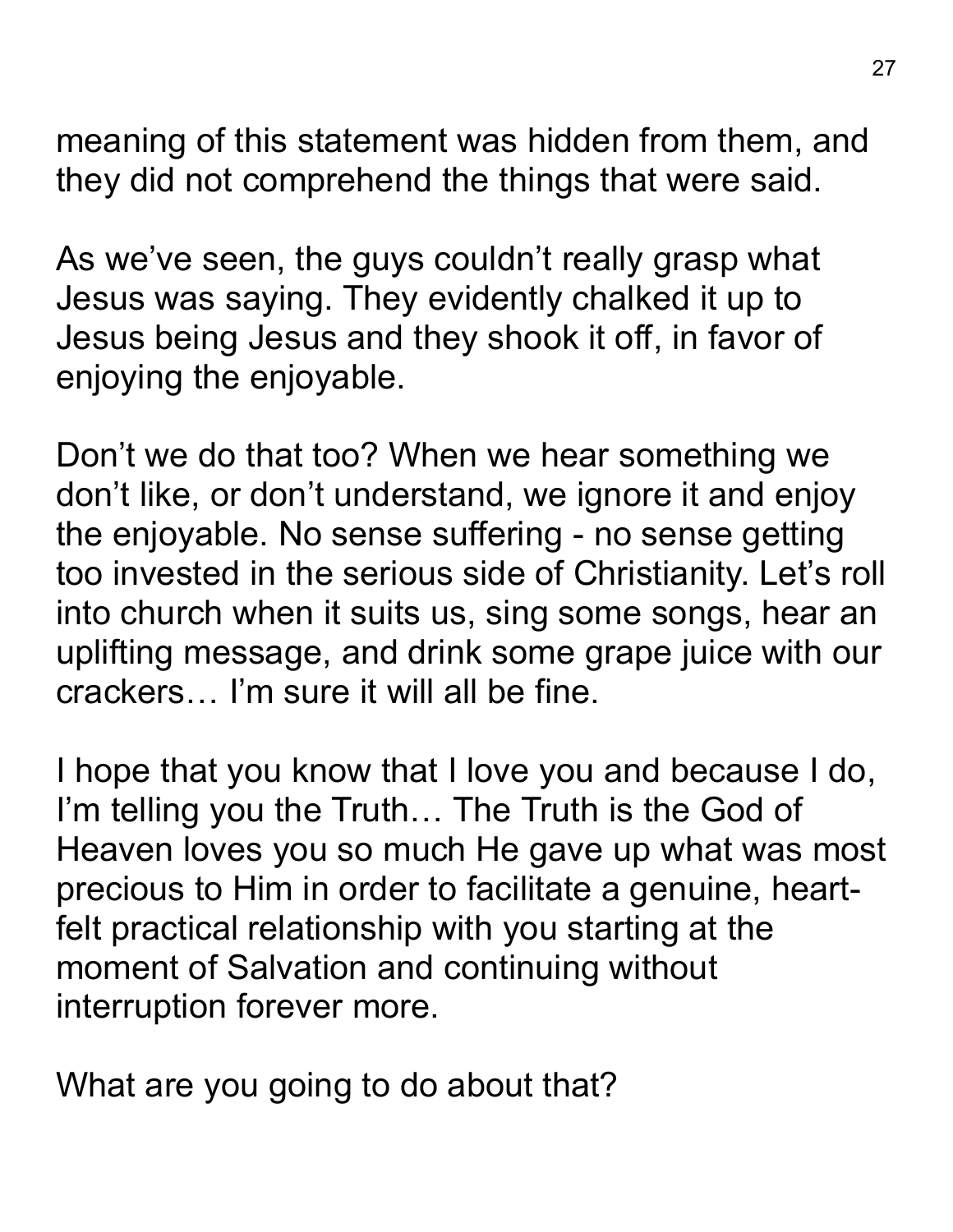meaning of this statement was hidden from them, and they did not comprehend the things that were said.

As we've seen, the guys couldn't really grasp what Jesus was saying. They evidently chalked it up to Jesus being Jesus and they shook it off, in favor of enjoying the enjoyable.

Don't we do that too? When we hear something we don't like, or don't understand, we ignore it and enjoy the enjoyable. No sense suffering - no sense getting too invested in the serious side of Christianity. Let's roll into church when it suits us, sing some songs, hear an uplifting message, and drink some grape juice with our crackers… I'm sure it will all be fine.

I hope that you know that I love you and because I do, I'm telling you the Truth… The Truth is the God of Heaven loves you so much He gave up what was most precious to Him in order to facilitate a genuine, heart-felt practical relationship with you starting at the moment of Salvation and continuing without interruption forever more.

What are you going to do about that?